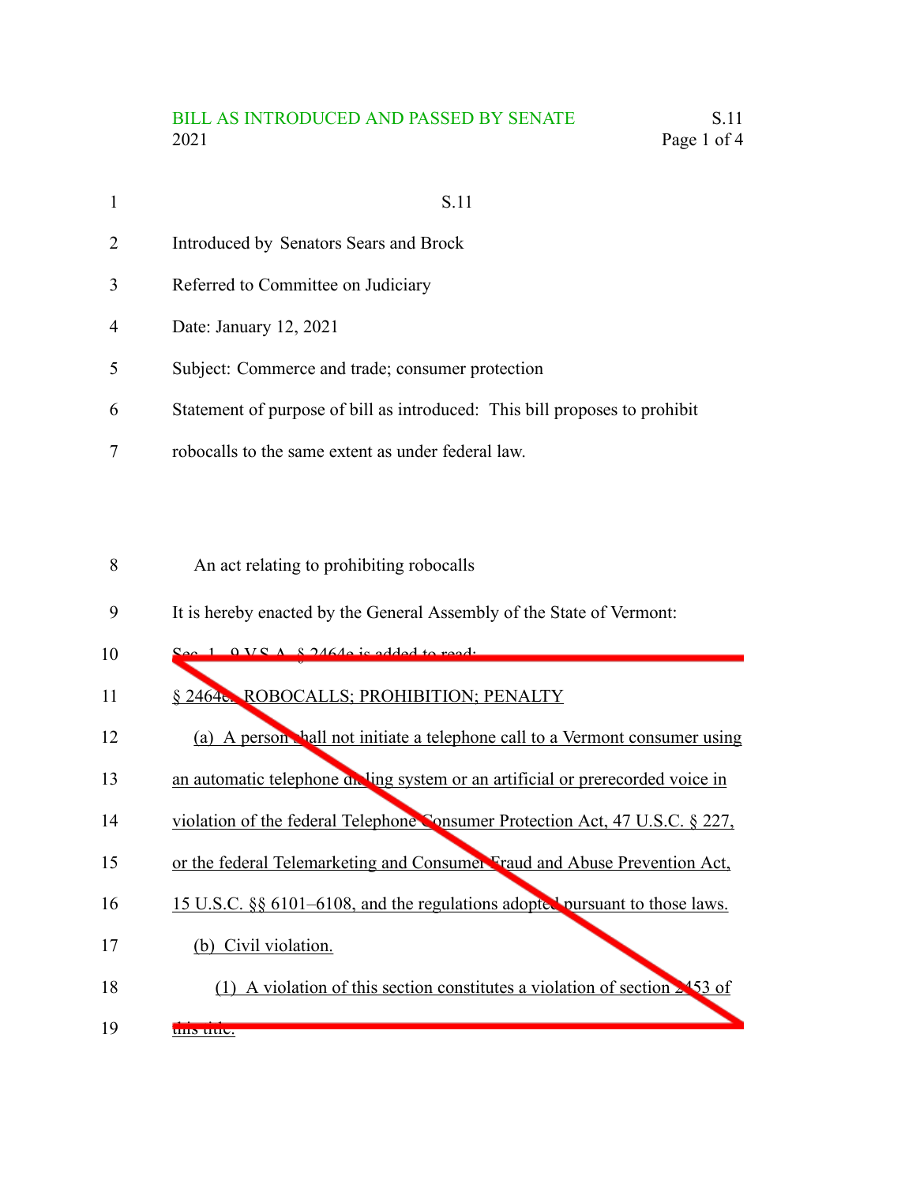BILL AS INTRODUCED AND PASSED BY SENATE
2021

S.11

Introduced by Senators Sears and Brock

Referred to Committee on Judiciary

Date: January 12, 2021

Subject: Commerce and trade; consumer protection

Statement of purpose of bill as introduced: This bill proposes to prohibit robocalls to the same extent as under federal law.

An act relating to prohibiting robocalls

It is hereby enacted by the General Assembly of the State of Vermont:

Sec. 1. 9 V.S.A. § 2464e is added to read:

§ 2464e. ROBOCALLS; PROHIBITION; PENALTY

(a) A person shall not initiate a telephone call to a Vermont consumer using an automatic telephone dialing system or an artificial or prerecorded voice in violation of the federal Telephone Consumer Protection Act, 47 U.S.C. § 227, or the federal Telemarketing and Consumer Fraud and Abuse Prevention Act, 15 U.S.C. §§ 6101–6108, and the regulations adopted pursuant to those laws.

(b) Civil violation.

(1) A violation of this section constitutes a violation of section 2453 of this title.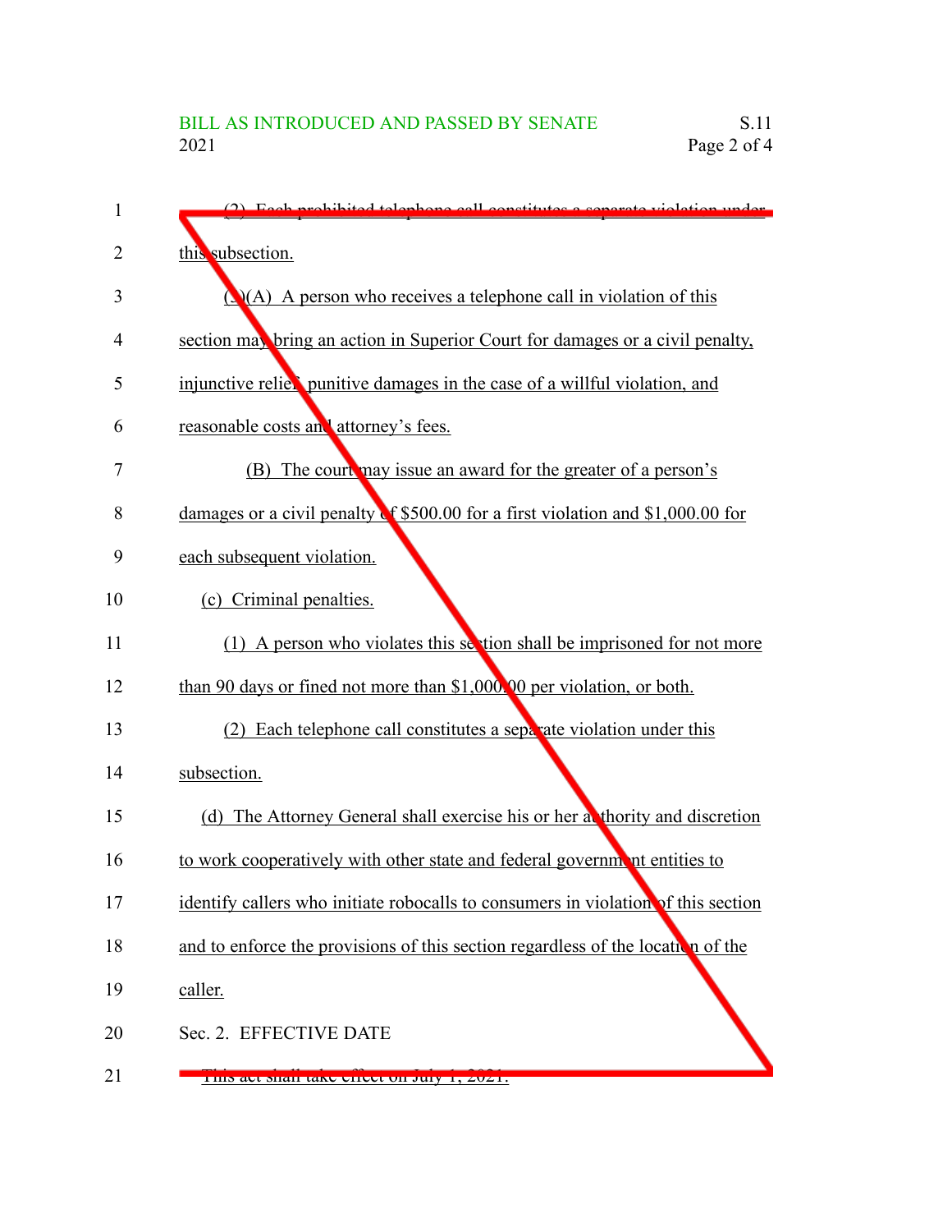(2) Each prohibited telephone call constitutes a separate violation under this subsection.

(3)(A) A person who receives a telephone call in violation of this section may bring an action in Superior Court for damages or a civil penalty, injunctive relief, punitive damages in the case of a willful violation, and reasonable costs and attorney's fees.

(B) The court may issue an award for the greater of a person's damages or a civil penalty of $500.00 for a first violation and $1,000.00 for each subsequent violation.

(c) Criminal penalties.

(1) A person who violates this section shall be imprisoned for not more than 90 days or fined not more than $1,000.00 per violation, or both.

(2) Each telephone call constitutes a separate violation under this subsection.

(d) The Attorney General shall exercise his or her authority and discretion to work cooperatively with other state and federal government entities to identify callers who initiate robocalls to consumers in violation of this section and to enforce the provisions of this section regardless of the location of the caller.

Sec. 2. EFFECTIVE DATE

This act shall take effect on July 1, 2021.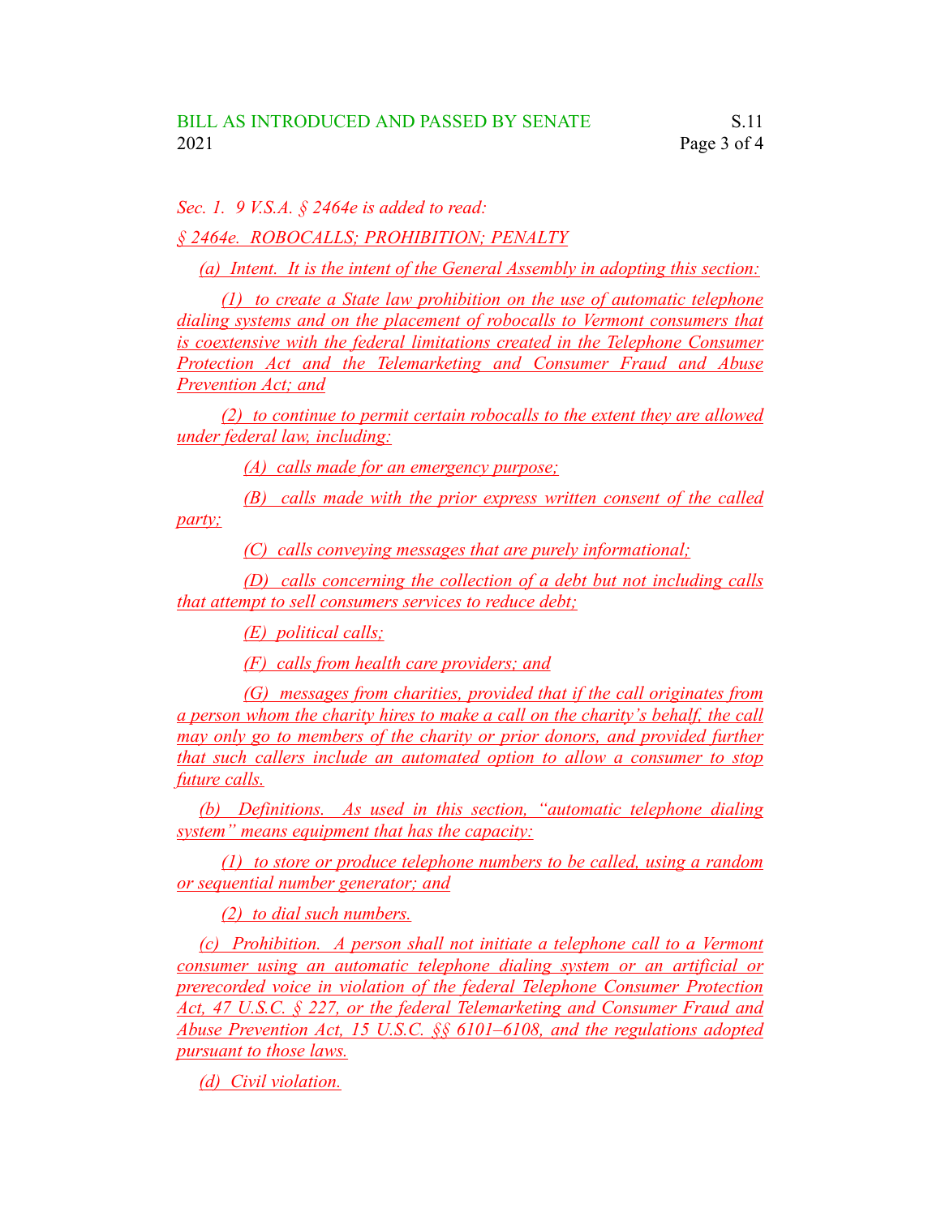*Sec. 1. 9 V.S.A. § 2464e is added to read:*

*§ 2464e. ROBOCALLS; PROHIBITION; PENALTY*

*(a) Intent. It is the intent of the General Assembly in adopting this section:*

*(1) to create a State law prohibition on the use of automatic telephone dialing systems and on the placement of robocalls to Vermont consumers that is coextensive with the federal limitations created in the Telephone Consumer Protection Act and the Telemarketing and Consumer Fraud and Abuse Prevention Act; and*

*(2) to continue to permit certain robocalls to the extent they are allowed under federal law, including:*

*(A) calls made for an emergency purpose;*

*(B) calls made with the prior express written consent of the called party;*

*(C) calls conveying messages that are purely informational;*

*(D) calls concerning the collection of a debt but not including calls that attempt to sell consumers services to reduce debt;*

*(E) political calls;*

*(F) calls from health care providers; and*

*(G) messages from charities, provided that if the call originates from a person whom the charity hires to make a call on the charity's behalf, the call may only go to members of the charity or prior donors, and provided further that such callers include an automated option to allow a consumer to stop future calls.*

*(b) Definitions. As used in this section, "automatic telephone dialing system" means equipment that has the capacity:*

*(1) to store or produce telephone numbers to be called, using a random or sequential number generator; and*

*(2) to dial such numbers.*

*(c) Prohibition. A person shall not initiate a telephone call to a Vermont consumer using an automatic telephone dialing system or an artificial or prerecorded voice in violation of the federal Telephone Consumer Protection Act, 47 U.S.C. § 227, or the federal Telemarketing and Consumer Fraud and Abuse Prevention Act, 15 U.S.C. §§ 6101–6108, and the regulations adopted pursuant to those laws.*

*(d) Civil violation.*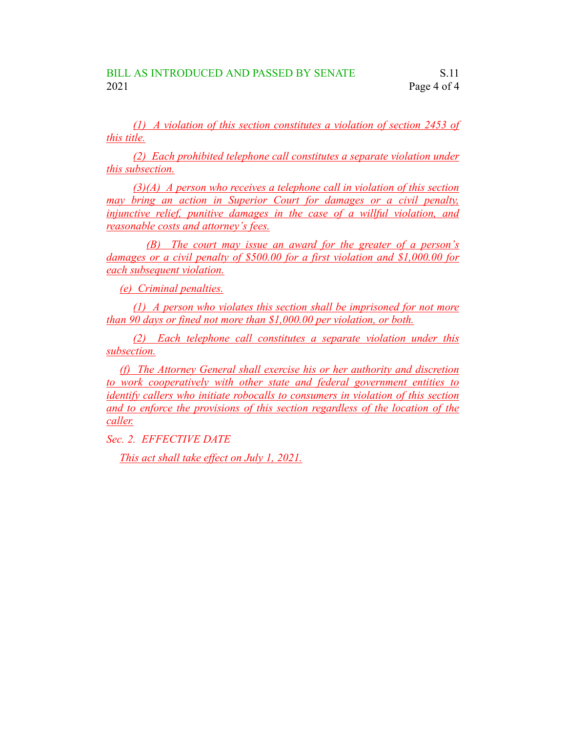*(1) A violation of this section constitutes a violation of section 2453 of this title.*

*(2) Each prohibited telephone call constitutes a separate violation under this subsection.*

*(3)(A) A person who receives a telephone call in violation of this section may bring an action in Superior Court for damages or a civil penalty, injunctive relief, punitive damages in the case of a willful violation, and reasonable costs and attorney's fees.*

*(B) The court may issue an award for the greater of a person's damages or a civil penalty of $500.00 for a first violation and $1,000.00 for each subsequent violation.*

*(e) Criminal penalties.*

*(1) A person who violates this section shall be imprisoned for not more than 90 days or fined not more than $1,000.00 per violation, or both.*

*(2) Each telephone call constitutes a separate violation under this subsection.*

*(f) The Attorney General shall exercise his or her authority and discretion to work cooperatively with other state and federal government entities to identify callers who initiate robocalls to consumers in violation of this section and to enforce the provisions of this section regardless of the location of the caller.*

*Sec. 2. EFFECTIVE DATE*

*This act shall take effect on July 1, 2021.*